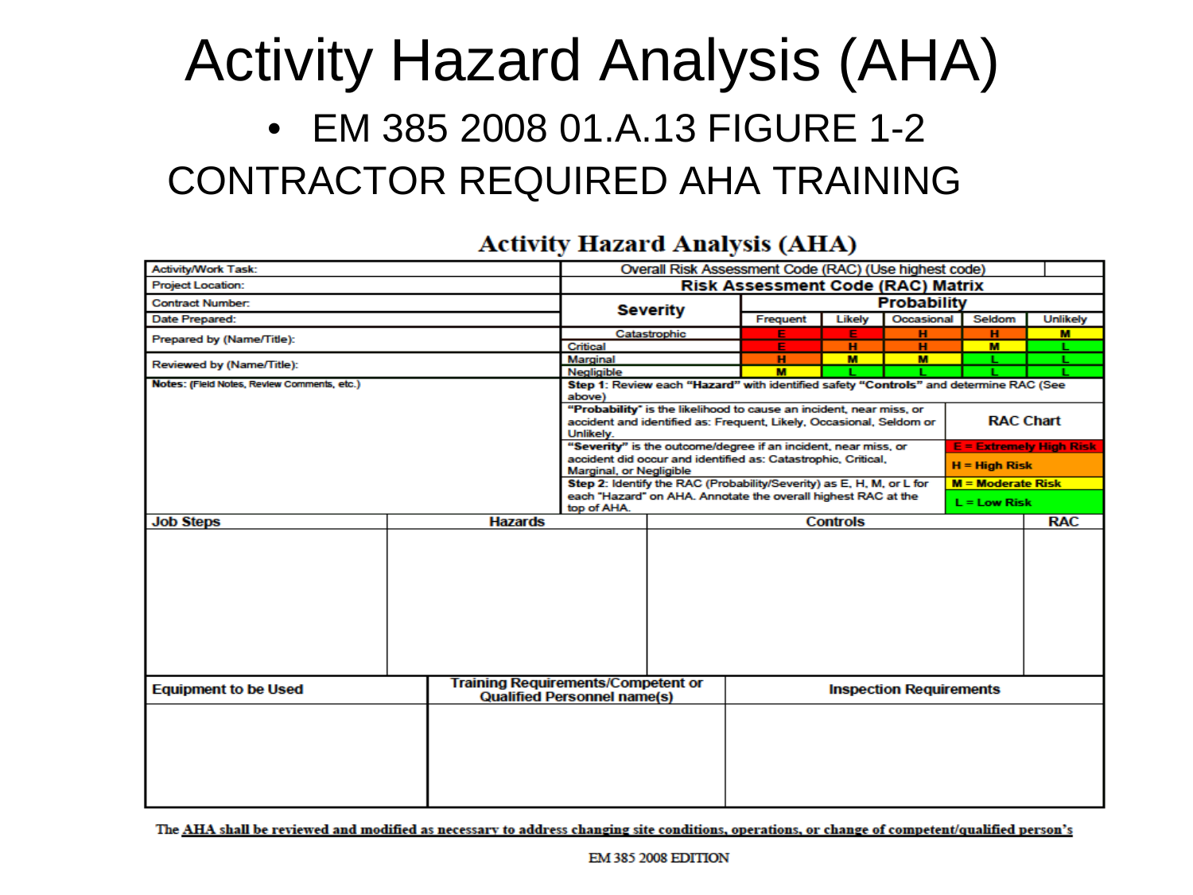# Activity Hazard Analysis (AHA)

- EM 385 2008 01.A.13 FIGURE 1-2

CONTRACTOR REQUIRED AHA TRAINING

## Activity Hazard Analysis (AHA)

| | |
|---|---|
| Activity/Work Task: | Overall Risk Assessment Code (RAC) (Use highest code) |
| Project Location: | |
| Contract Number: | |
| Date Prepared: | |
| Prepared by (Name/Title): | |
| Reviewed by (Name/Title): | |
| Notes: (Field Notes, Review Comments, etc.) | |

**Risk Assessment Code (RAC) Matrix**

| Severity | Probability | | | | |
|---|---|---|---|---|---|
| | Frequent | Likely | Occasional | Seldom | Unlikely |
| Catastrophic | E | E | H | H | M |
| Critical | E | H | H | M | L |
| Marginal | H | M | M | L | L |
| Negligible | M | L | L | L | L |

**Step 1**: Review each **"Hazard"** with identified safety **"Controls"** and determine RAC (See above)

**"Probability"** is the likelihood to cause an incident, near miss, or accident and identified as: Frequent, Likely, Occasional, Seldom or Unlikely.

**"Severity"** is the outcome/degree if an incident, near miss, or accident did occur and identified as: Catastrophic, Critical, Marginal, or Negligible

**Step 2**: Identify the RAC (Probability/Severity) as E, H, M, or L for each "Hazard" on AHA. Annotate the overall highest RAC at the top of AHA.

| RAC Chart |
|---|
| E = Extremely High Risk |
| H = High Risk |
| M = Moderate Risk |
| L = Low Risk |

| Job Steps | Hazards | Controls | RAC |
|---|---|---|---|
| | | | |

| Equipment to be Used | Training Requirements/Competent or Qualified Personnel name(s) | Inspection Requirements |
|---|---|---|
| | | |

The AHA shall be reviewed and modified as necessary to address changing site conditions, operations, or change of competent/qualified person's

EM 385 2008 EDITION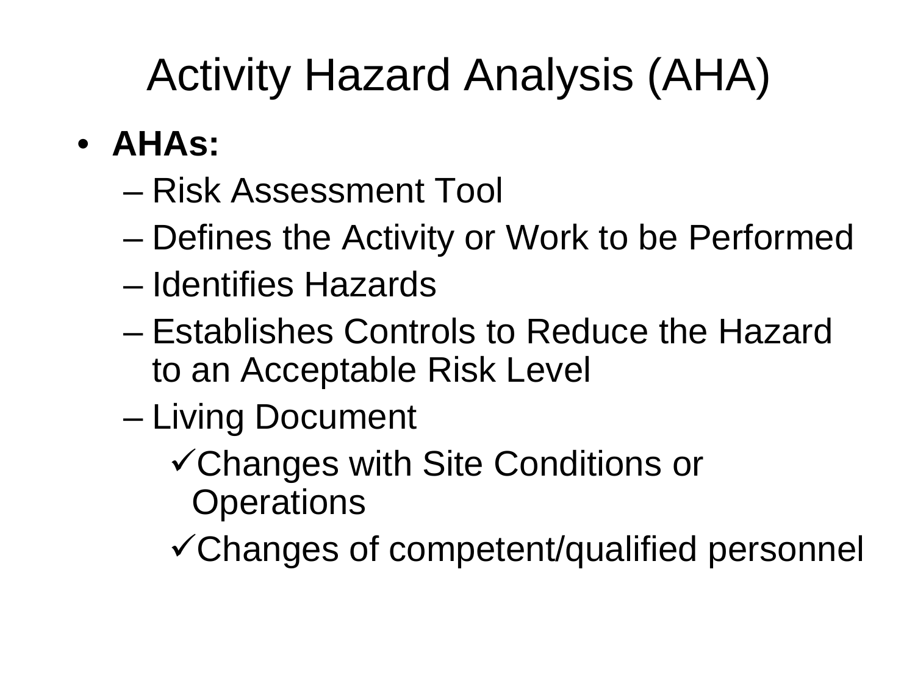# Activity Hazard Analysis (AHA)

- **AHAs:**
  - Risk Assessment Tool
  - Defines the Activity or Work to be Performed
  - Identifies Hazards
  - Establishes Controls to Reduce the Hazard to an Acceptable Risk Level
  - Living Document
    - ✓Changes with Site Conditions or Operations
    - ✓Changes of competent/qualified personnel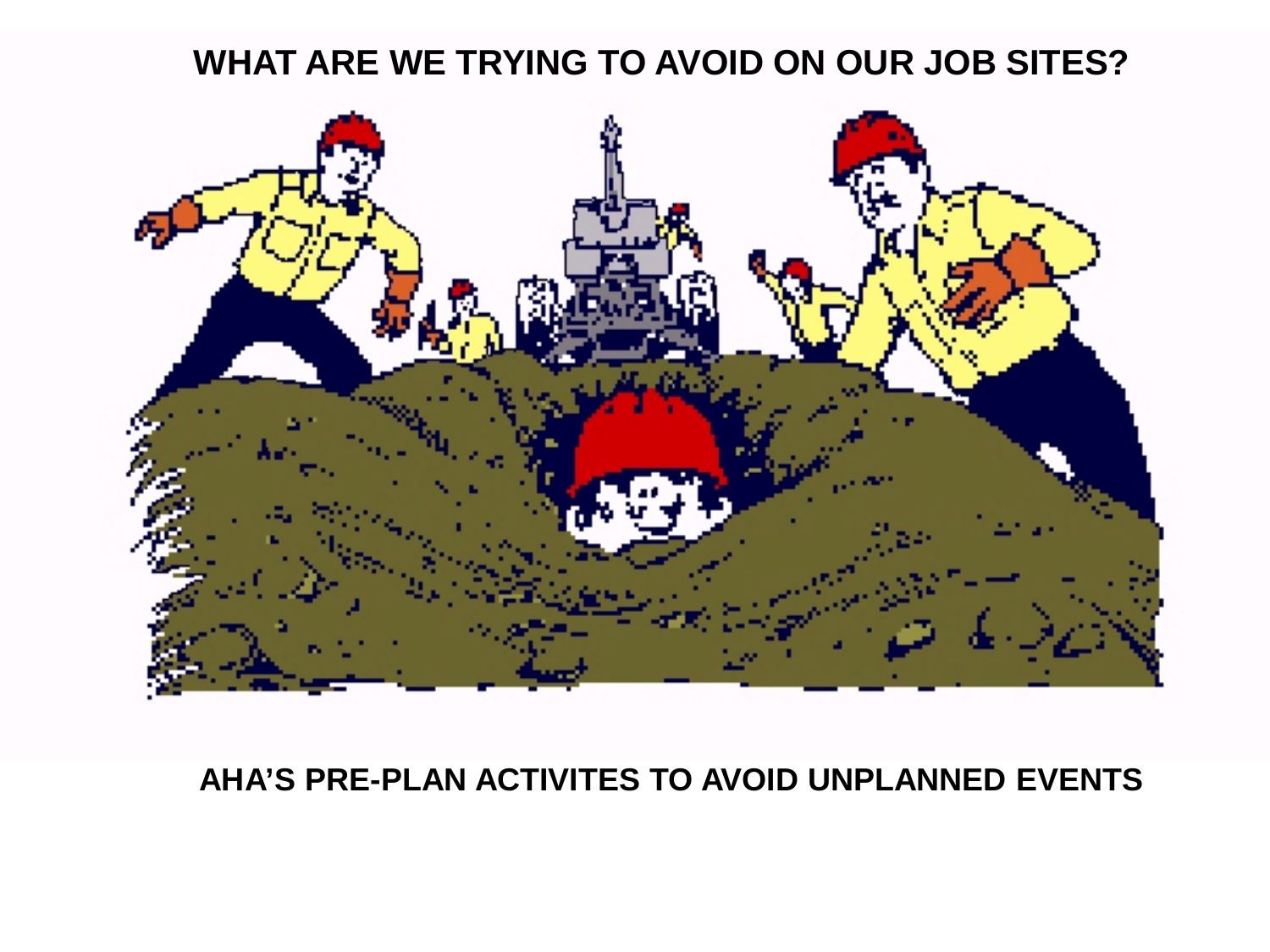# WHAT ARE WE TRYING TO AVOID ON OUR JOB SITES?

**AHA'S PRE-PLAN ACTIVITES TO AVOID UNPLANNED EVENTS**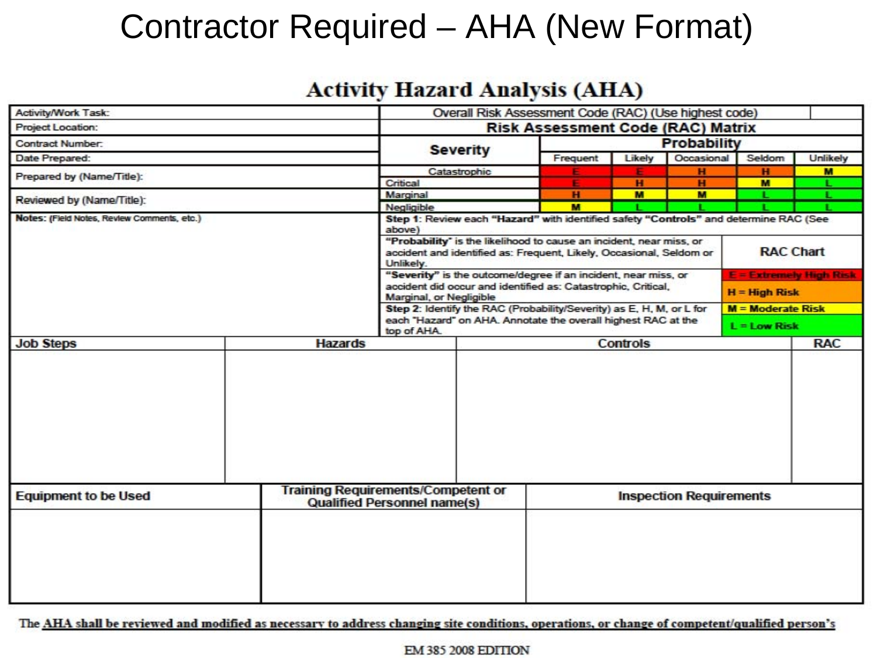# Contractor Required – AHA (New Format)

## Activity Hazard Analysis (AHA)

| Activity/Work Task: | Overall Risk Assessment Code (RAC) (Use highest code) | | | | | |
|---|---|---|---|---|---|---|
| Project Location: | **Risk Assessment Code (RAC) Matrix** | | | | | |
| Contract Number: | **Severity** | **Probability** | | | | |
| Date Prepared: | | Frequent | Likely | Occasional | Seldom | Unlikely |
| Prepared by (Name/Title): | Catastrophic | E | E | H | H | M |
| | Critical | E | H | H | M | L |
| Reviewed by (Name/Title): | Marginal | H | M | M | L | L |
| | Negligible | M | L | L | L | L |

**Notes:** (Field Notes, Review Comments, etc.)

**Step 1**: Review each **"Hazard"** with identified safety **"Controls"** and determine RAC (See above)

**"Probability"** is the likelihood to cause an incident, near miss, or accident and identified as: Frequent, Likely, Occasional, Seldom or Unlikely.

**"Severity"** is the outcome/degree if an incident, near miss, or accident did occur and identified as: Catastrophic, Critical, Marginal, or Negligible

**Step 2**: Identify the RAC (Probability/Severity) as E, H, M, or L for each "Hazard" on AHA. Annotate the overall highest RAC at the top of AHA.

| RAC Chart |
|---|
| **E = Extremely High Risk** |
| **H = High Risk** |
| **M = Moderate Risk** |
| **L = Low Risk** |

| Job Steps | Hazards | Controls | RAC |
|---|---|---|---|
| | | | |

| Equipment to be Used | Training Requirements/Competent or Qualified Personnel name(s) | Inspection Requirements |
|---|---|---|
| | | |

The AHA shall be reviewed and modified as necessary to address changing site conditions, operations, or change of competent/qualified person's

EM 385 2008 EDITION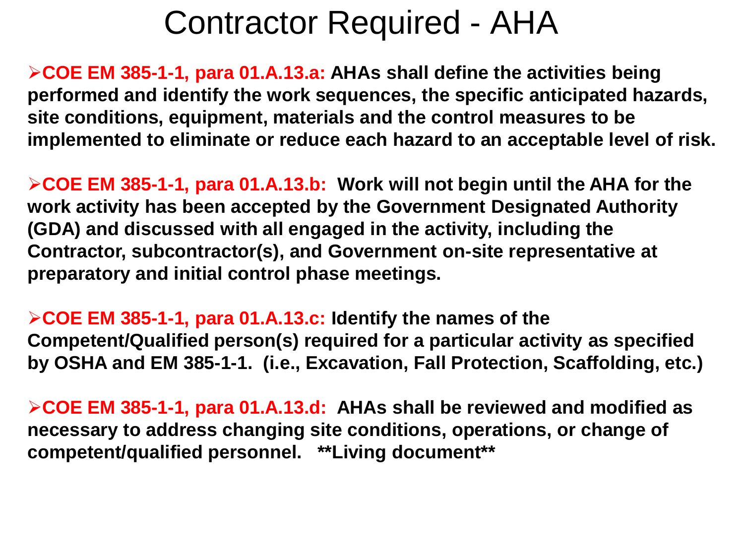# Contractor Required - AHA

- **COE EM 385-1-1, para 01.A.13.a: AHAs shall define the activities being performed and identify the work sequences, the specific anticipated hazards, site conditions, equipment, materials and the control measures to be implemented to eliminate or reduce each hazard to an acceptable level of risk.**

- **COE EM 385-1-1, para 01.A.13.b: Work will not begin until the AHA for the work activity has been accepted by the Government Designated Authority (GDA) and discussed with all engaged in the activity, including the Contractor, subcontractor(s), and Government on-site representative at preparatory and initial control phase meetings.**

- **COE EM 385-1-1, para 01.A.13.c: Identify the names of the Competent/Qualified person(s) required for a particular activity as specified by OSHA and EM 385-1-1. (i.e., Excavation, Fall Protection, Scaffolding, etc.)**

- **COE EM 385-1-1, para 01.A.13.d: AHAs shall be reviewed and modified as necessary to address changing site conditions, operations, or change of competent/qualified personnel. **Living document****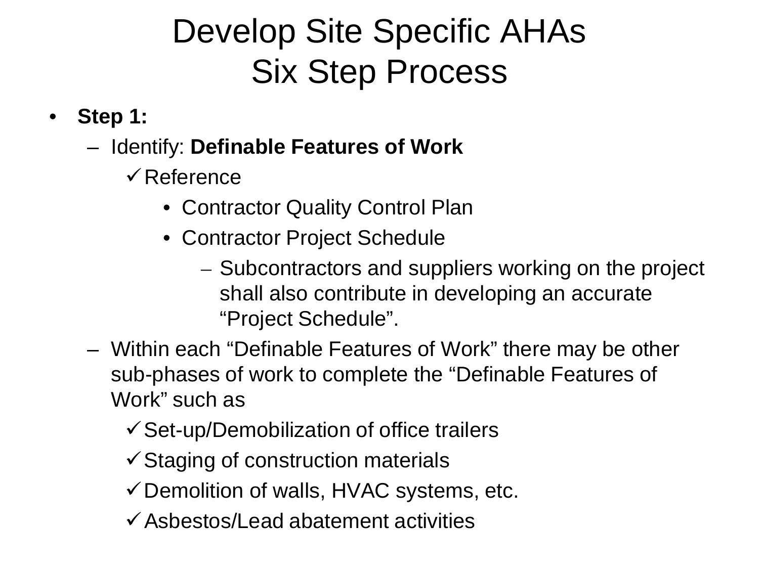# Develop Site Specific AHAs Six Step Process

- **Step 1:**
  - Identify: **Definable Features of Work**
    - ✓ Reference
      - Contractor Quality Control Plan
      - Contractor Project Schedule
        - Subcontractors and suppliers working on the project shall also contribute in developing an accurate "Project Schedule".
  - Within each "Definable Features of Work" there may be other sub-phases of work to complete the "Definable Features of Work" such as
    - ✓ Set-up/Demobilization of office trailers
    - ✓ Staging of construction materials
    - ✓ Demolition of walls, HVAC systems, etc.
    - ✓ Asbestos/Lead abatement activities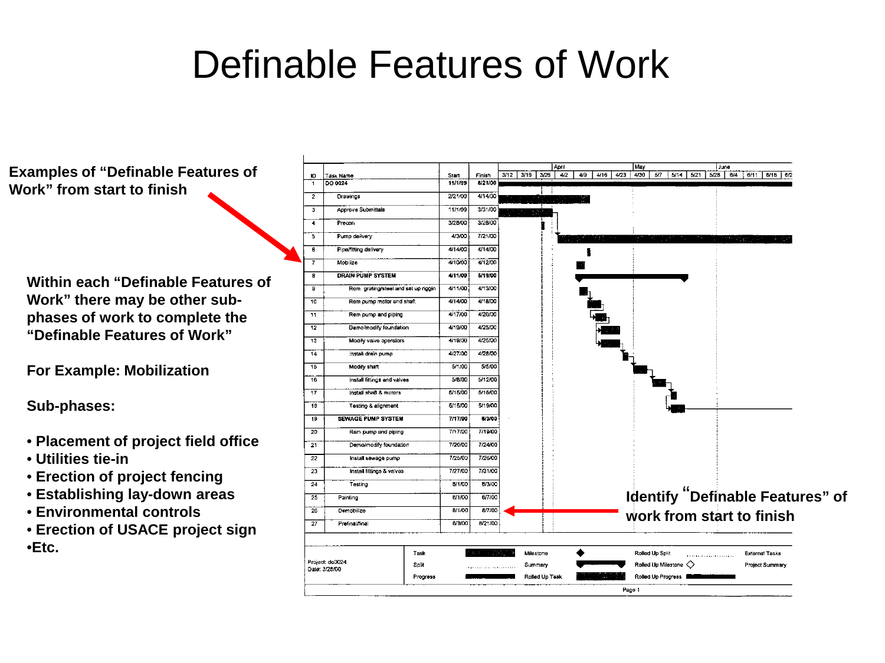# Definable Features of Work

**Examples of "Definable Features of Work" from start to finish**

**Within each "Definable Features of Work" there may be other sub-phases of work to complete the "Definable Features of Work"**

**For Example: Mobilization**

**Sub-phases:**

- **Placement of project field office**
- **Utilities tie-in**
- **Erection of project fencing**
- **Establishing lay-down areas**
- **Environmental controls**
- **Erection of USACE project sign**
- **Etc.**

| ID | Task Name | Start | Finish |
|---|---|---|---|
| 1 | DO 0024 | 11/1/99 | 8/21/00 |
| 2 | Drawings | 2/21/00 | 4/14/00 |
| 3 | Approve Submittals | 11/1/99 | 3/31/00 |
| 4 | Precon | 3/28/00 | 3/28/00 |
| 5 | Pump delivery | 4/3/00 | 7/21/00 |
| 6 | Pipe/fitting delivery | 4/14/00 | 4/14/00 |
| 7 | Mobilize | 4/10/00 | 4/12/00 |
| 8 | DRAIN PUMP SYSTEM | 4/11/00 | 5/19/00 |
| 9 | Rem. grating/steel and set up riggin | 4/11/00 | 4/13/00 |
| 10 | Rem pump motor and shaft | 4/14/00 | 4/18/00 |
| 11 | Rem pump and piping | 4/17/00 | 4/20/00 |
| 12 | Demo/modify foundation | 4/19/00 | 4/25/00 |
| 13 | Modify valve operators | 4/19/00 | 4/25/00 |
| 14 | Install drain pump | 4/27/00 | 4/28/00 |
| 15 | Modify shaft | 5/1/00 | 5/5/00 |
| 16 | Install fittings and valves | 5/8/00 | 5/12/00 |
| 17 | Install shaft & motors | 5/15/00 | 5/16/00 |
| 18 | Testing & alignment | 5/15/00 | 5/19/00 |
| 19 | SEWAGE PUMP SYSTEM | 7/17/00 | 8/3/00 |
| 20 | Rem pump and piping | 7/17/00 | 7/19/00 |
| 21 | Demo/modify foundation | 7/20/00 | 7/24/00 |
| 22 | Install sewage pump | 7/25/00 | 7/26/00 |
| 23 | Install fittings & valves | 7/27/00 | 7/31/00 |
| 24 | Testing | 8/1/00 | 8/3/00 |
| 25 | Painting | 8/1/00 | 8/7/00 |
| 26 | Demobilize | 8/1/00 | 8/7/00 |
| 27 | Prefinal/final | 8/9/00 | 8/21/00 |

Project: do0024
Date: 3/28/00

**Identify "Definable Features" of work from start to finish**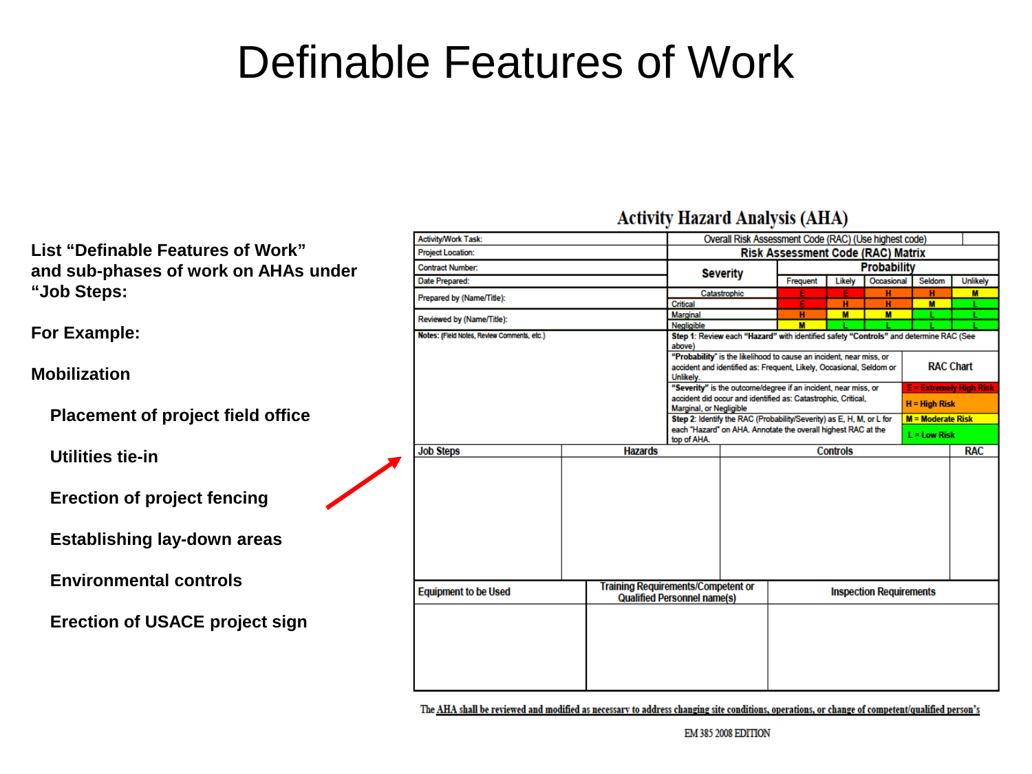# Definable Features of Work

**List "Definable Features of Work" and sub-phases of work on AHAs under "Job Steps:**

**For Example:**

**Mobilization**

- **Placement of project field office**
- **Utilities tie-in**
- **Erection of project fencing**
- **Establishing lay-down areas**
- **Environmental controls**
- **Erection of USACE project sign**

## Activity Hazard Analysis (AHA)

| Activity/Work Task: | Overall Risk Assessment Code (RAC) (Use highest code) | | | | | |
|---|---|---|---|---|---|---|
| Project Location: | Risk Assessment Code (RAC) Matrix | | | | | |
| Contract Number: | Severity | Probability | | | | |
| Date Prepared: | | Frequent | Likely | Occasional | Seldom | Unlikely |
| Prepared by (Name/Title): | Catastrophic | E | E | H | H | M |
| | Critical | E | H | H | M | L |
| Reviewed by (Name/Title): | Marginal | H | M | M | L | L |
| | Negligible | M | L | L | L | L |

| Notes: (Field Notes, Review Comments, etc.) | Step 1: Review each "Hazard" with identified safety "Controls" and determine RAC (See above) | |
|---|---|---|
| | "Probability" is the likelihood to cause an incident, near miss, or accident and identified as: Frequent, Likely, Occasional, Seldom or Unlikely. | RAC Chart |
| | "Severity" is the outcome/degree if an incident, near miss, or accident did occur and identified as: Catastrophic, Critical, Marginal, or Negligible | E = Extremely High Risk<br>H = High Risk |
| | Step 2: Identify the RAC (Probability/Severity) as E, H, M, or L for each "Hazard" on AHA. Annotate the overall highest RAC at the top of AHA. | M = Moderate Risk<br>L = Low Risk |

| Job Steps | Hazards | Controls | RAC |
|---|---|---|---|
| | | | |

| Equipment to be Used | Training Requirements/Competent or Qualified Personnel name(s) | Inspection Requirements |
|---|---|---|
| | | |

The AHA shall be reviewed and modified as necessary to address changing site conditions, operations, or change of competent/qualified person's

EM 385 2008 EDITION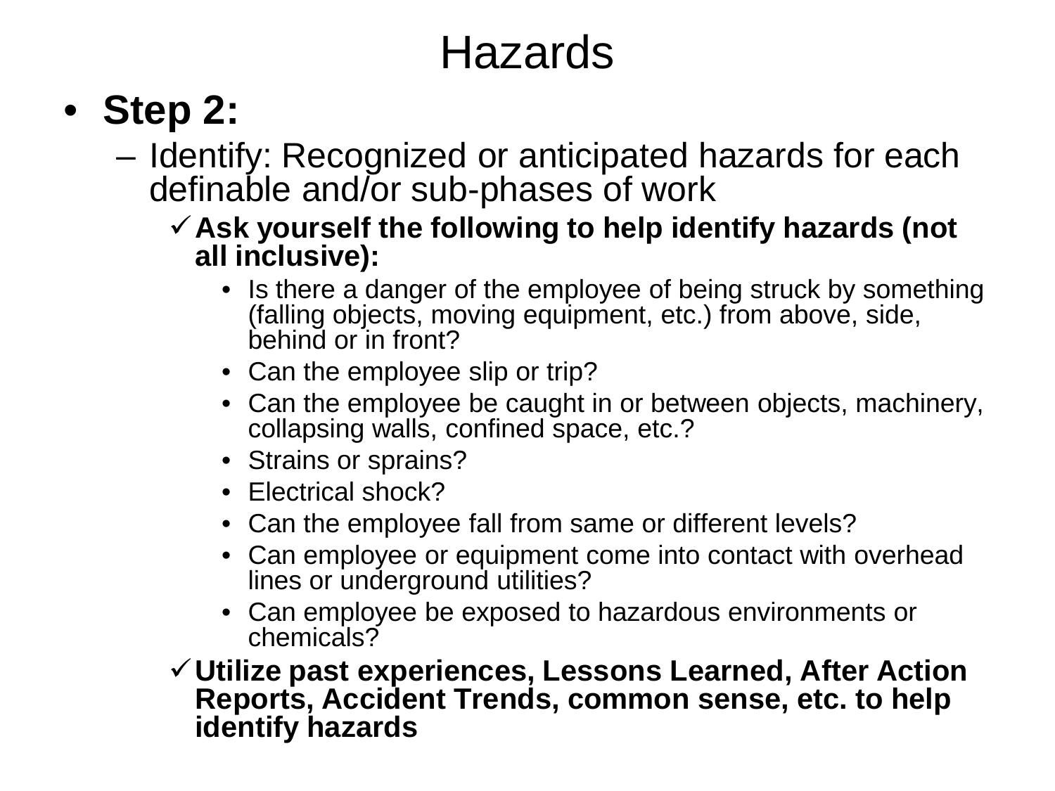# Hazards

- **Step 2:**
  - Identify: Recognized or anticipated hazards for each definable and/or sub-phases of work
    - ✓ **Ask yourself the following to help identify hazards (not all inclusive):**
      - Is there a danger of the employee of being struck by something (falling objects, moving equipment, etc.) from above, side, behind or in front?
      - Can the employee slip or trip?
      - Can the employee be caught in or between objects, machinery, collapsing walls, confined space, etc.?
      - Strains or sprains?
      - Electrical shock?
      - Can the employee fall from same or different levels?
      - Can employee or equipment come into contact with overhead lines or underground utilities?
      - Can employee be exposed to hazardous environments or chemicals?
    - ✓ **Utilize past experiences, Lessons Learned, After Action Reports, Accident Trends, common sense, etc. to help identify hazards**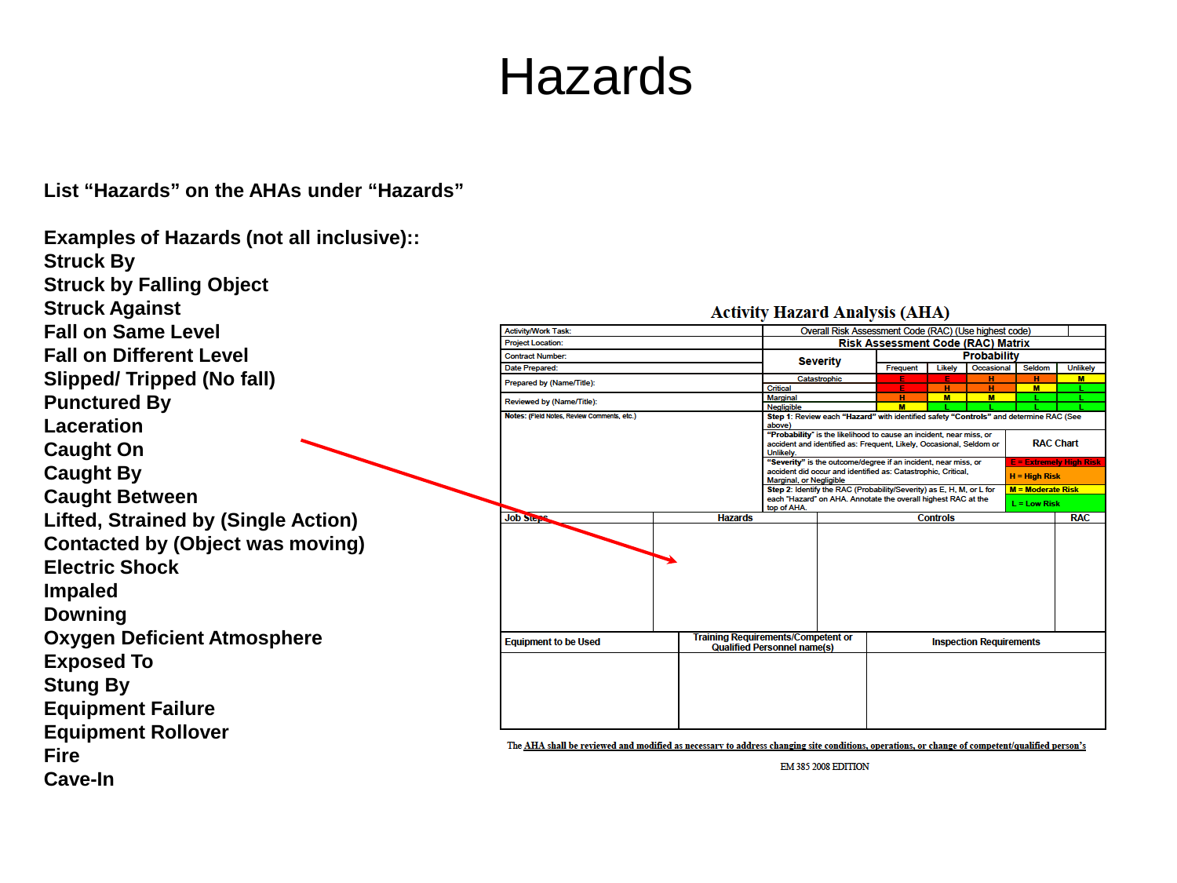# Hazards

**List "Hazards" on the AHAs under "Hazards"**

**Examples of Hazards (not all inclusive)::**

**Struck By**
**Struck by Falling Object**
**Struck Against**
**Fall on Same Level**
**Fall on Different Level**
**Slipped/ Tripped (No fall)**
**Punctured By**
**Laceration**
**Caught On**
**Caught By**
**Caught Between**
**Lifted, Strained by (Single Action)**
**Contacted by (Object was moving)**
**Electric Shock**
**Impaled**
**Downing**
**Oxygen Deficient Atmosphere**
**Exposed To**
**Stung By**
**Equipment Failure**
**Equipment Rollover**
**Fire**
**Cave-In**

**Activity Hazard Analysis (AHA)**

| Activity/Work Task: | Overall Risk Assessment Code (RAC) (Use highest code) | | | | | |
|---|---|---|---|---|---|---|
| Project Location: | **Risk Assessment Code (RAC) Matrix** | | | | | |
| Contract Number: | **Severity** | **Probability** | | | | |
| Date Prepared: | | Frequent | Likely | Occasional | Seldom | Unlikely |
| Prepared by (Name/Title): | Catastrophic | E | E | H | H | M |
| | Critical | E | H | H | M | L |
| Reviewed by (Name/Title): | Marginal | H | M | M | L | L |
| | Negligible | M | L | L | L | L |

**Notes:** (Field Notes, Review Comments, etc.)

**Step 1:** Review each "**Hazard**" with identified safety "**Controls**" and determine RAC (See above)

"**Probability**" is the likelihood to cause an incident, near miss, or accident and identified as: Frequent, Likely, Occasional, Seldom or Unlikely.

"**Severity**" is the outcome/degree if an incident, near miss, or accident did occur and identified as: Catastrophic, Critical, Marginal, or Negligible

**Step 2:** Identify the RAC (Probability/Severity) as E, H, M, or L for each "Hazard" on AHA. Annotate the overall highest RAC at the top of AHA.

**RAC Chart**
- E = Extremely High Risk
- H = High Risk
- M = Moderate Risk
- L = Low Risk

| Job Steps | Hazards | Controls | RAC |
|---|---|---|---|
| | | | |

| Equipment to be Used | Training Requirements/Competent or Qualified Personnel name(s) | Inspection Requirements |
|---|---|---|
| | | |

The AHA shall be reviewed and modified as necessary to address changing site conditions, operations, or change of competent/qualified person's

EM 385 2008 EDITION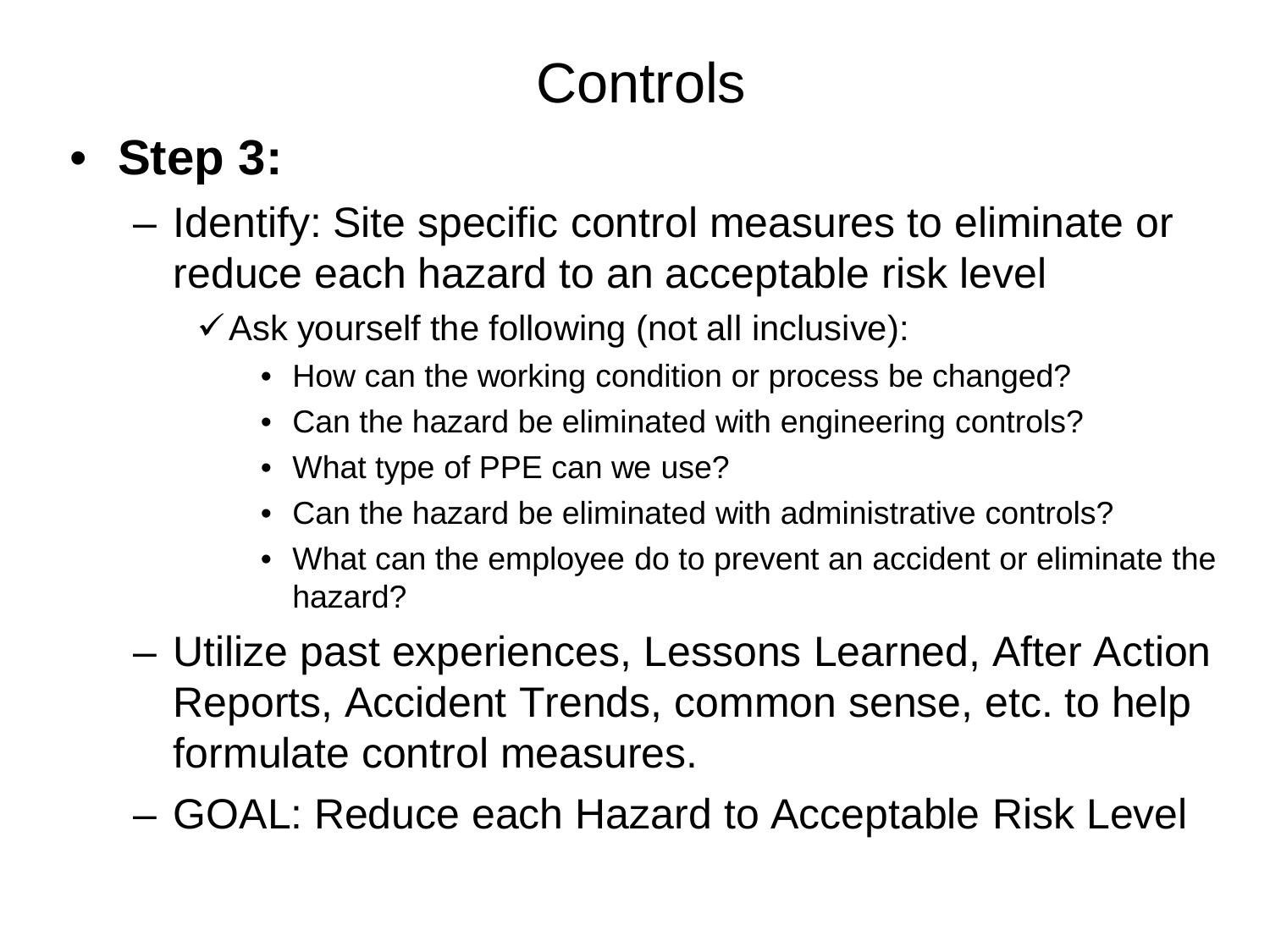# Controls

- **Step 3:**
  - Identify: Site specific control measures to eliminate or reduce each hazard to an acceptable risk level
    - ✓ Ask yourself the following (not all inclusive):
      - How can the working condition or process be changed?
      - Can the hazard be eliminated with engineering controls?
      - What type of PPE can we use?
      - Can the hazard be eliminated with administrative controls?
      - What can the employee do to prevent an accident or eliminate the hazard?
  - Utilize past experiences, Lessons Learned, After Action Reports, Accident Trends, common sense, etc. to help formulate control measures.
  - GOAL: Reduce each Hazard to Acceptable Risk Level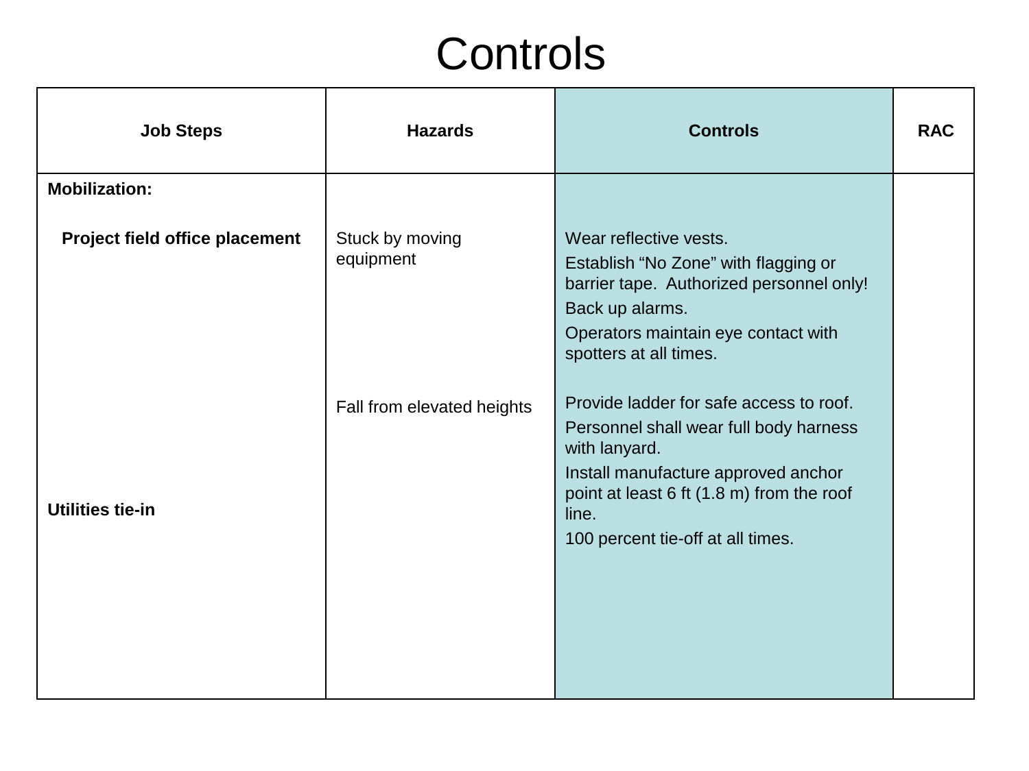# Controls

| Job Steps | Hazards | Controls | RAC |
|---|---|---|---|
| **Mobilization:** | | | |
| **Project field office placement** | Stuck by moving equipment | Wear reflective vests.<br>Establish "No Zone" with flagging or barrier tape. Authorized personnel only!<br>Back up alarms.<br>Operators maintain eye contact with spotters at all times. | |
| | Fall from elevated heights | Provide ladder for safe access to roof.<br>Personnel shall wear full body harness with lanyard.<br>Install manufacture approved anchor point at least 6 ft (1.8 m) from the roof line.<br>100 percent tie-off at all times. | |
| **Utilities tie-in** | | | |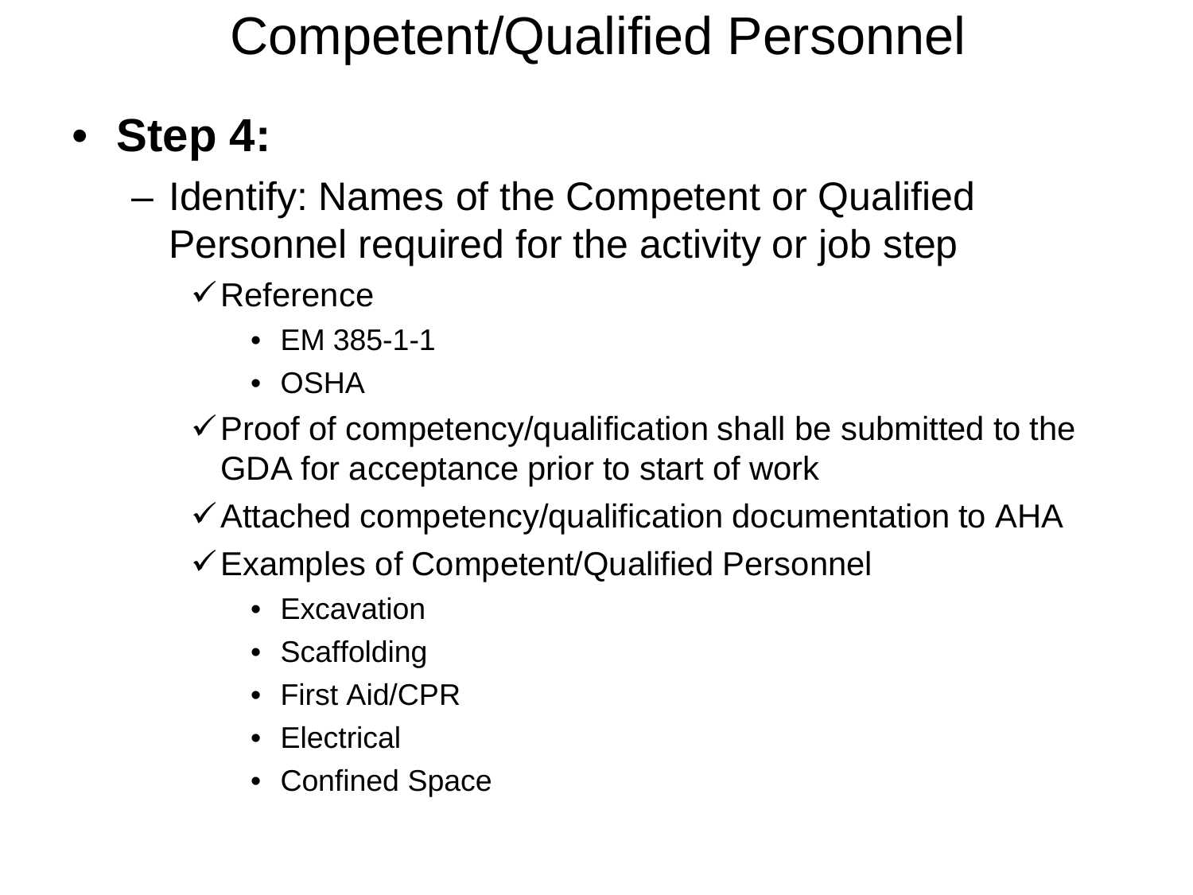# Competent/Qualified Personnel

- **Step 4:**
  - Identify: Names of the Competent or Qualified Personnel required for the activity or job step
    - ✓ Reference
      - EM 385-1-1
      - OSHA
    - ✓ Proof of competency/qualification shall be submitted to the GDA for acceptance prior to start of work
    - ✓ Attached competency/qualification documentation to AHA
    - ✓ Examples of Competent/Qualified Personnel
      - Excavation
      - Scaffolding
      - First Aid/CPR
      - Electrical
      - Confined Space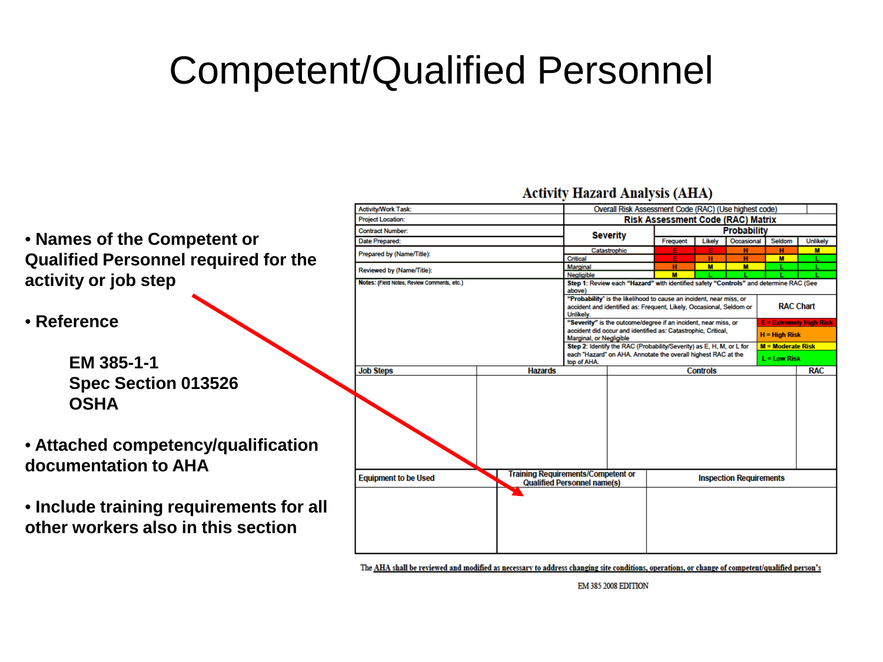# Competent/Qualified Personnel

- **Names of the Competent or Qualified Personnel required for the activity or job step**
- **Reference**

  **EM 385-1-1**
  **Spec Section 013526**
  **OSHA**

- **Attached competency/qualification documentation to AHA**
- **Include training requirements for all other workers also in this section**

## Activity Hazard Analysis (AHA)

| Activity/Work Task: | Overall Risk Assessment Code (RAC) (Use highest code) | | | | | |
|---|---|---|---|---|---|---|
| Project Location: | Risk Assessment Code (RAC) Matrix | | | | | |
| Contract Number: | Severity | Probability | | | | |
| Date Prepared: | | Frequent | Likely | Occasional | Seldom | Unlikely |
| Prepared by (Name/Title): | Catastrophic | E | E | H | H | M |
| | Critical | E | H | H | M | L |
| Reviewed by (Name/Title): | Marginal | H | M | M | L | L |
| | Negligible | M | L | L | L | L |

**Notes:** (Field Notes, Review Comments, etc.)

**Step 1**: Review each "**Hazard**" with identified safety "**Controls**" and determine RAC (See above)

"**Probability**" is the likelihood to cause an incident, near miss, or accident and identified as: Frequent, Likely, Occasional, Seldom or Unlikely.

"**Severity**" is the outcome/degree if an incident, near miss, or accident did occur and identified as: Catastrophic, Critical, Marginal, or Negligible

**Step 2**: Identify the RAC (Probability/Severity) as E, H, M, or L for each "Hazard" on AHA. Annotate the overall highest RAC at the top of AHA.

| RAC Chart |
|---|
| E = Extremely High Risk |
| H = High Risk |
| M = Moderate Risk |
| L = Low Risk |

| Job Steps | Hazards | Controls | RAC |
|---|---|---|---|
| | | | |

| Equipment to be Used | Training Requirements/Competent or Qualified Personnel name(s) | Inspection Requirements |
|---|---|---|
| | | |

The AHA shall be reviewed and modified as necessary to address changing site conditions, operations, or change of competent/qualified person's

EM 385 2008 EDITION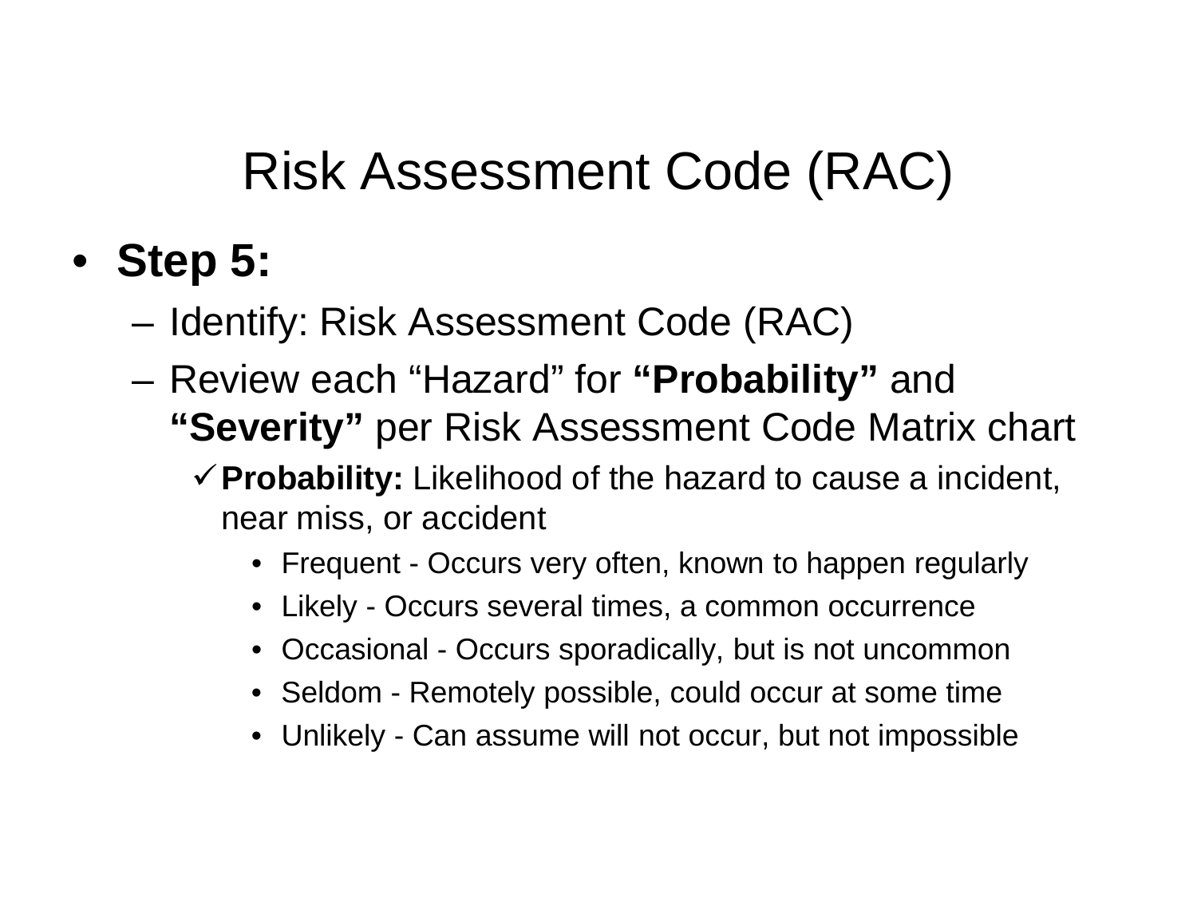# Risk Assessment Code (RAC)

- **Step 5:**
  - Identify: Risk Assessment Code (RAC)
  - Review each “Hazard” for **“Probability”** and **“Severity”** per Risk Assessment Code Matrix chart
    - ✓ **Probability:** Likelihood of the hazard to cause a incident, near miss, or accident
      - Frequent - Occurs very often, known to happen regularly
      - Likely - Occurs several times, a common occurrence
      - Occasional - Occurs sporadically, but is not uncommon
      - Seldom - Remotely possible, could occur at some time
      - Unlikely - Can assume will not occur, but not impossible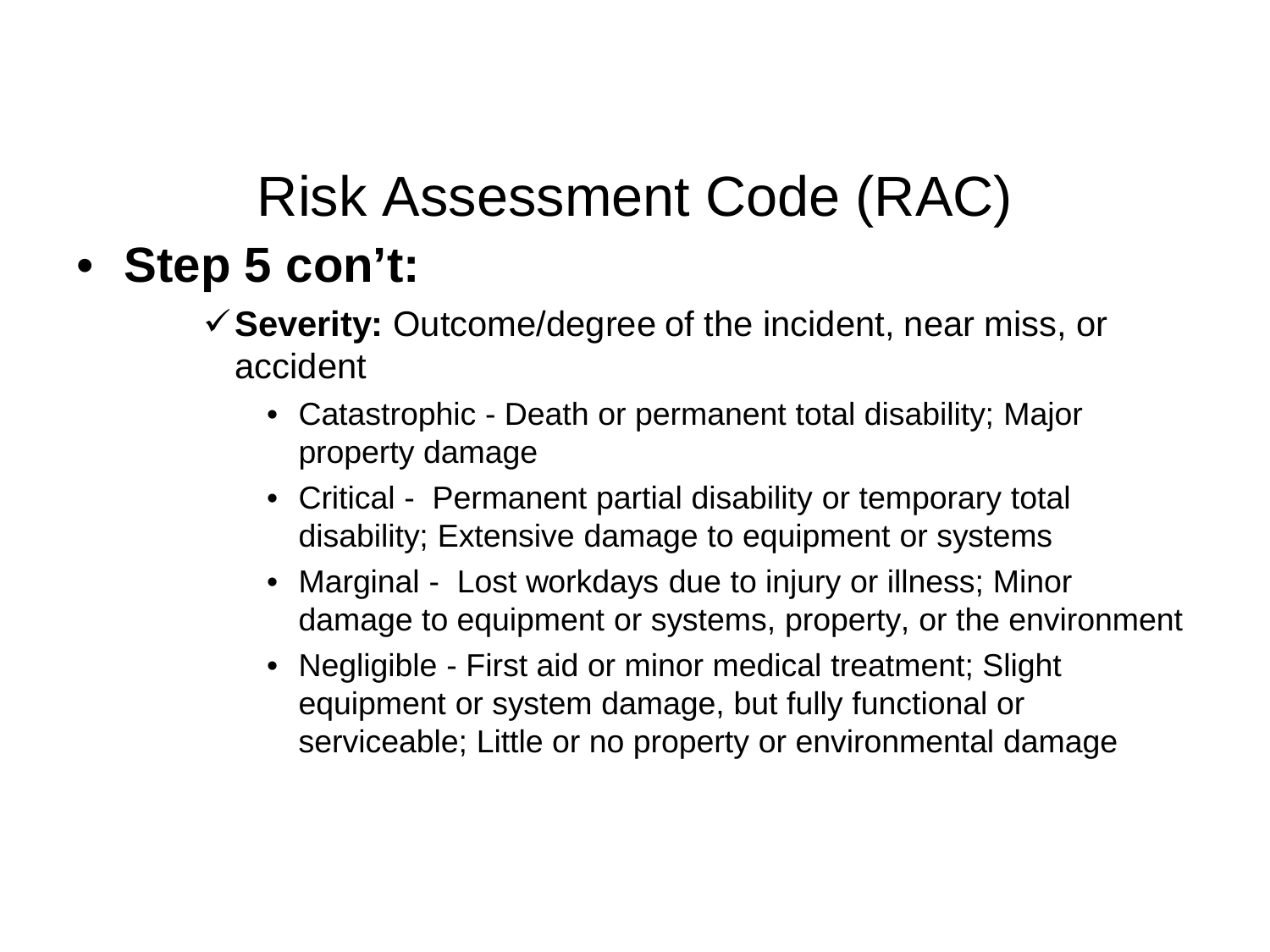# Risk Assessment Code (RAC)

- **Step 5 con't:**
  - ✓ **Severity:** Outcome/degree of the incident, near miss, or accident
    - Catastrophic - Death or permanent total disability; Major property damage
    - Critical - Permanent partial disability or temporary total disability; Extensive damage to equipment or systems
    - Marginal - Lost workdays due to injury or illness; Minor damage to equipment or systems, property, or the environment
    - Negligible - First aid or minor medical treatment; Slight equipment or system damage, but fully functional or serviceable; Little or no property or environmental damage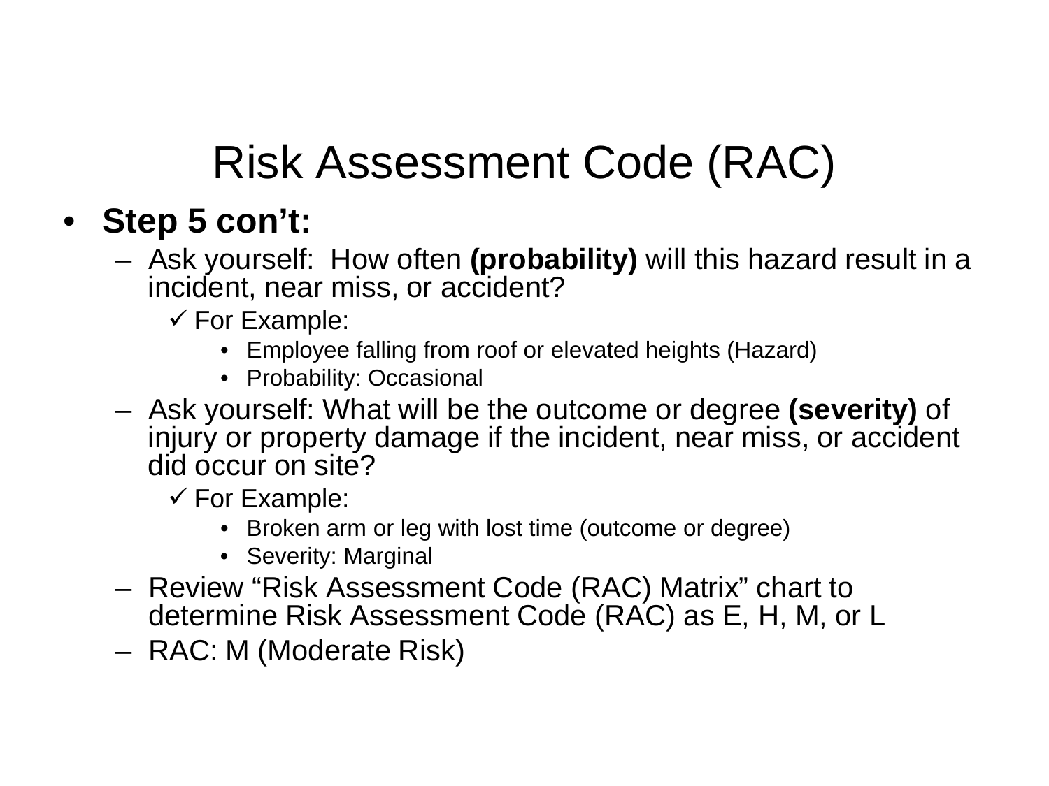# Risk Assessment Code (RAC)

- **Step 5 con't:**
  - Ask yourself: How often **(probability)** will this hazard result in a incident, near miss, or accident?
    - ✓ For Example:
      - Employee falling from roof or elevated heights (Hazard)
      - Probability: Occasional
  - Ask yourself: What will be the outcome or degree **(severity)** of injury or property damage if the incident, near miss, or accident did occur on site?
    - ✓ For Example:
      - Broken arm or leg with lost time (outcome or degree)
      - Severity: Marginal
  - Review "Risk Assessment Code (RAC) Matrix" chart to determine Risk Assessment Code (RAC) as E, H, M, or L
  - RAC: M (Moderate Risk)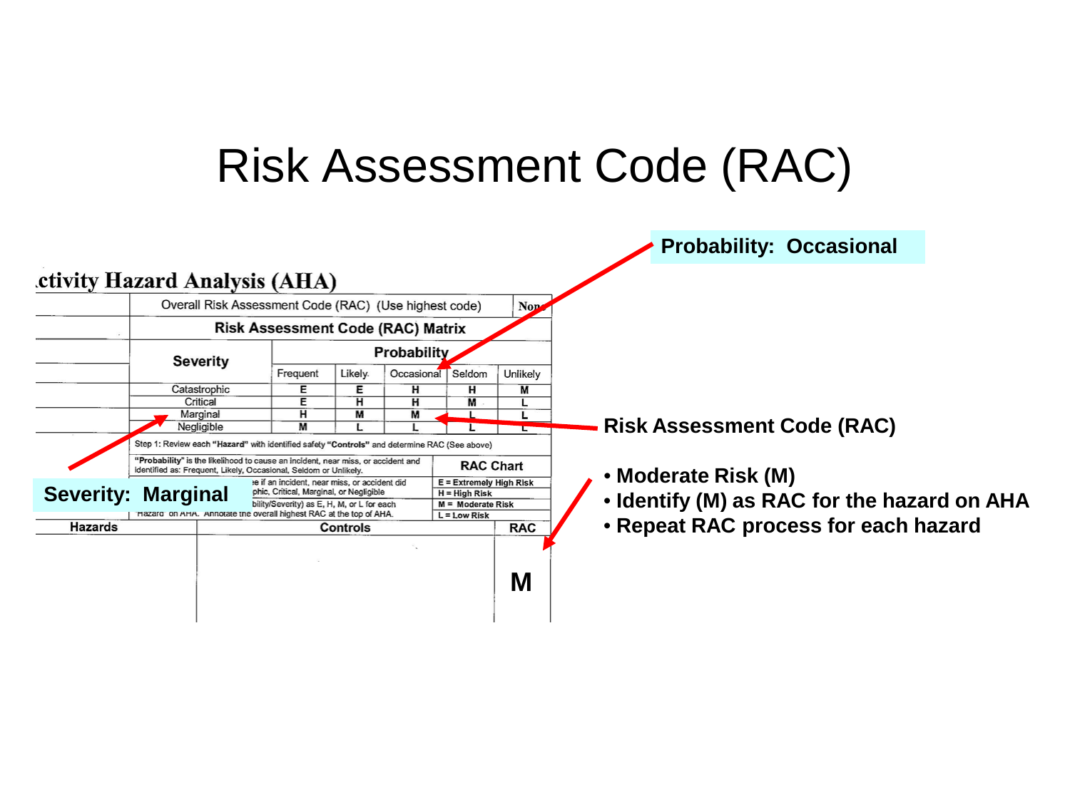# Risk Assessment Code (RAC)

**Probability: Occasional**

## Activity Hazard Analysis (AHA)

| | Overall Risk Assessment Code (RAC) (Use highest code) | | | | | None |
|---|---|---|---|---|---|---|
| | **Risk Assessment Code (RAC) Matrix** | | | | | |
| | **Severity** | **Probability** | | | | |
| | | Frequent | Likely | Occasional | Seldom | Unlikely |
| | Catastrophic | E | E | H | H | M |
| | Critical | E | H | H | M | L |
| | Marginal | H | M | M | L | L |
| | Negligible | M | L | L | L | L |

Step 1: Review each "**Hazard**" with identified safety "**Controls**" and determine RAC (See above)

"**Probability**" is the likelihood to cause an incident, near miss, or accident and identified as: Frequent, Likely, Occasional, Seldom or Unlikely.

...e if an incident, near miss, or accident did ...phic, Critical, Marginal, or Negligible ...bility/Severity) as E, H, M, or L for each "Hazard" on AHA. Annotate the overall highest RAC at the top of AHA.

**RAC Chart**
- E = Extremely High Risk
- H = High Risk
- M = Moderate Risk
- L = Low Risk

| Hazards | Controls | RAC |
|---|---|---|
| | | **M** |

**Severity: Marginal**

**Risk Assessment Code (RAC)**

- **Moderate Risk (M)**
- **Identify (M) as RAC for the hazard on AHA**
- **Repeat RAC process for each hazard**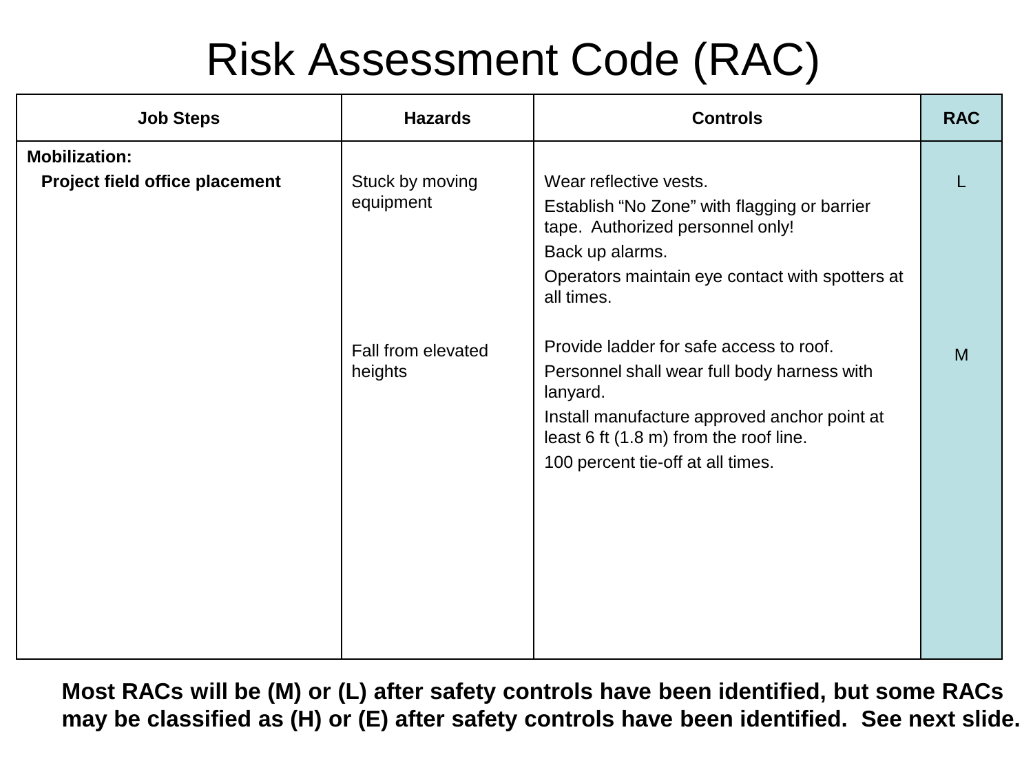# Risk Assessment Code (RAC)

| Job Steps | Hazards | Controls | RAC |
|---|---|---|---|
| **Mobilization:** | | | |
| **Project field office placement** | Stuck by moving equipment | Wear reflective vests.<br>Establish “No Zone” with flagging or barrier tape. Authorized personnel only!<br>Back up alarms.<br>Operators maintain eye contact with spotters at all times. | L |
| | Fall from elevated heights | Provide ladder for safe access to roof.<br>Personnel shall wear full body harness with lanyard.<br>Install manufacture approved anchor point at least 6 ft (1.8 m) from the roof line.<br>100 percent tie-off at all times. | M |

**Most RACs will be (M) or (L) after safety controls have been identified, but some RACs may be classified as (H) or (E) after safety controls have been identified. See next slide.**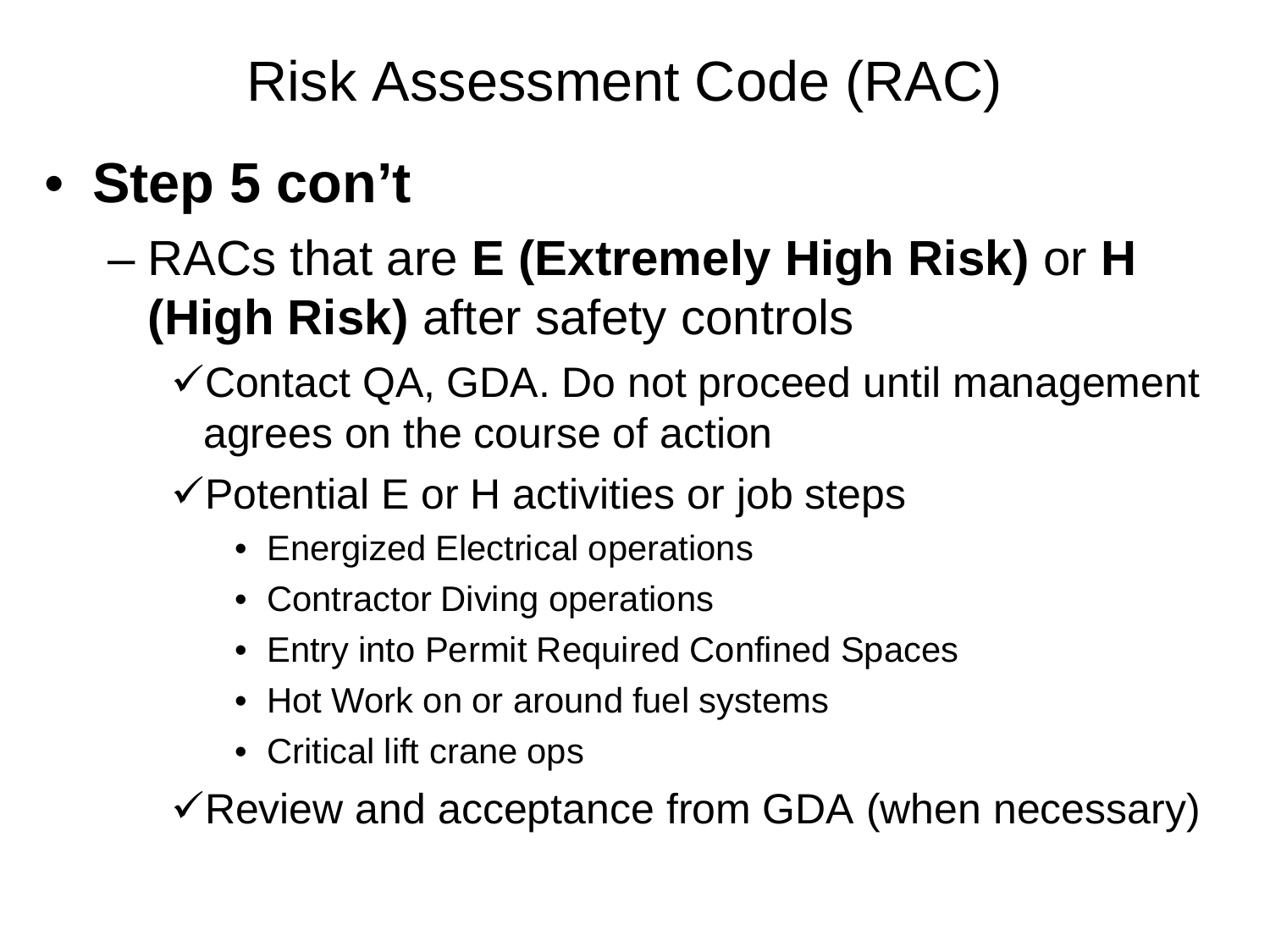# Risk Assessment Code (RAC)

- **Step 5 con't**
  - RACs that are **E (Extremely High Risk)** or **H (High Risk)** after safety controls
    - ✓Contact QA, GDA. Do not proceed until management agrees on the course of action
    - ✓Potential E or H activities or job steps
      - Energized Electrical operations
      - Contractor Diving operations
      - Entry into Permit Required Confined Spaces
      - Hot Work on or around fuel systems
      - Critical lift crane ops
    - ✓Review and acceptance from GDA (when necessary)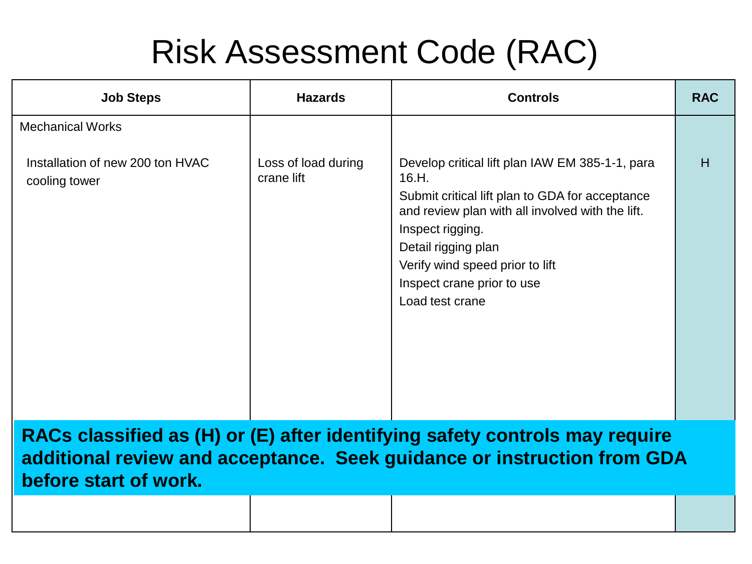# Risk Assessment Code (RAC)

| Job Steps | Hazards | Controls | RAC |
|---|---|---|---|
| Mechanical Works<br><br>Installation of new 200 ton HVAC cooling tower | Loss of load during crane lift | Develop critical lift plan IAW EM 385-1-1, para 16.H.<br>Submit critical lift plan to GDA for acceptance and review plan with all involved with the lift.<br>Inspect rigging.<br>Detail rigging plan<br>Verify wind speed prior to lift<br>Inspect crane prior to use<br>Load test crane | H |

**RACs classified as (H) or (E) after identifying safety controls may require additional review and acceptance. Seek guidance or instruction from GDA before start of work.**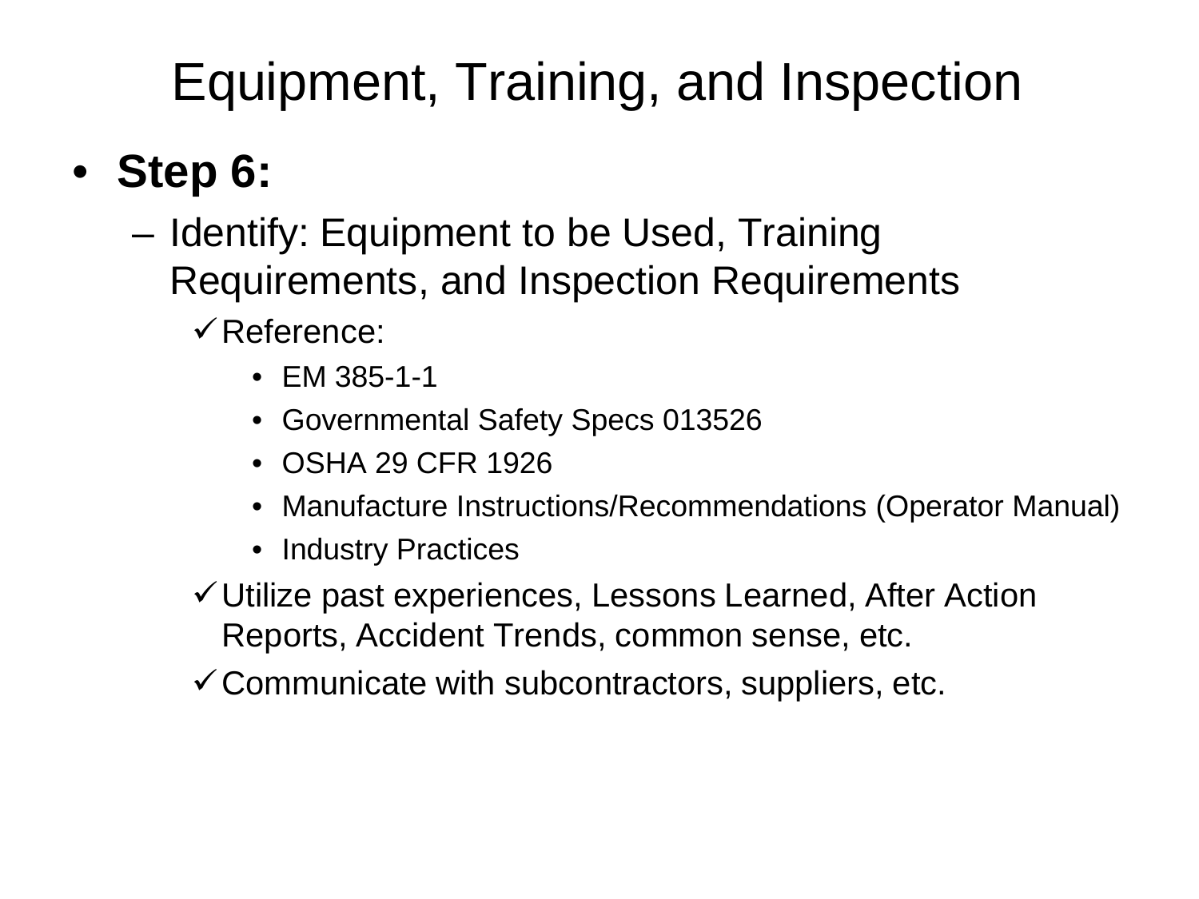# Equipment, Training, and Inspection

- **Step 6:**
  - Identify: Equipment to be Used, Training Requirements, and Inspection Requirements
    - ✓ Reference:
      - EM 385-1-1
      - Governmental Safety Specs 013526
      - OSHA 29 CFR 1926
      - Manufacture Instructions/Recommendations (Operator Manual)
      - Industry Practices
    - ✓ Utilize past experiences, Lessons Learned, After Action Reports, Accident Trends, common sense, etc.
    - ✓ Communicate with subcontractors, suppliers, etc.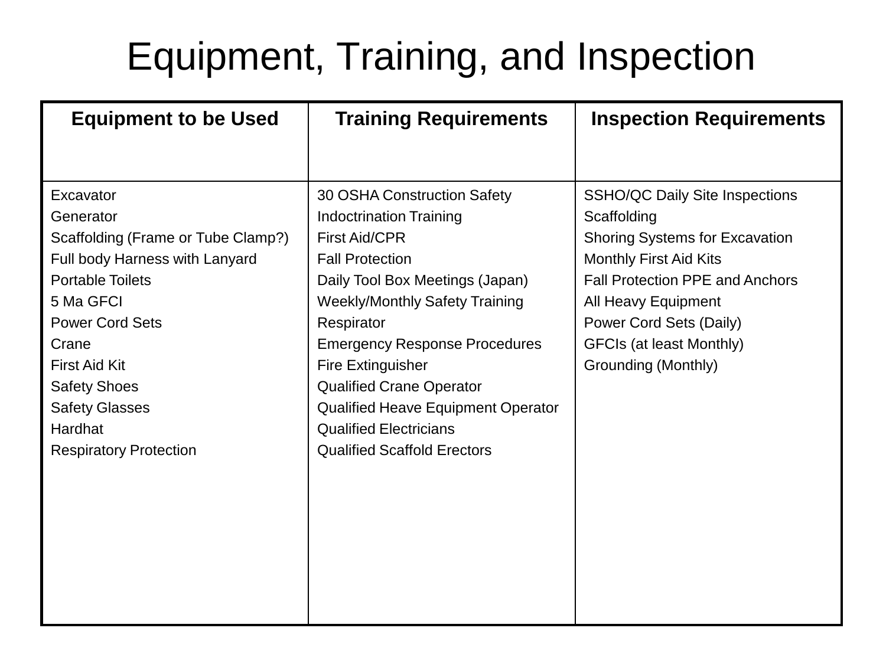# Equipment, Training, and Inspection

| Equipment to be Used | Training Requirements | Inspection Requirements |
|---|---|---|
| Excavator<br>Generator<br>Scaffolding (Frame or Tube Clamp?)<br>Full body Harness with Lanyard<br>Portable Toilets<br>5 Ma GFCI<br>Power Cord Sets<br>Crane<br>First Aid Kit<br>Safety Shoes<br>Safety Glasses<br>Hardhat<br>Respiratory Protection | 30 OSHA Construction Safety Indoctrination Training<br>First Aid/CPR<br>Fall Protection<br>Daily Tool Box Meetings (Japan)<br>Weekly/Monthly Safety Training<br>Respirator<br>Emergency Response Procedures<br>Fire Extinguisher<br>Qualified Crane Operator<br>Qualified Heave Equipment Operator<br>Qualified Electricians<br>Qualified Scaffold Erectors | SSHO/QC Daily Site Inspections<br>Scaffolding<br>Shoring Systems for Excavation<br>Monthly First Aid Kits<br>Fall Protection PPE and Anchors<br>All Heavy Equipment<br>Power Cord Sets (Daily)<br>GFCIs (at least Monthly)<br>Grounding (Monthly) |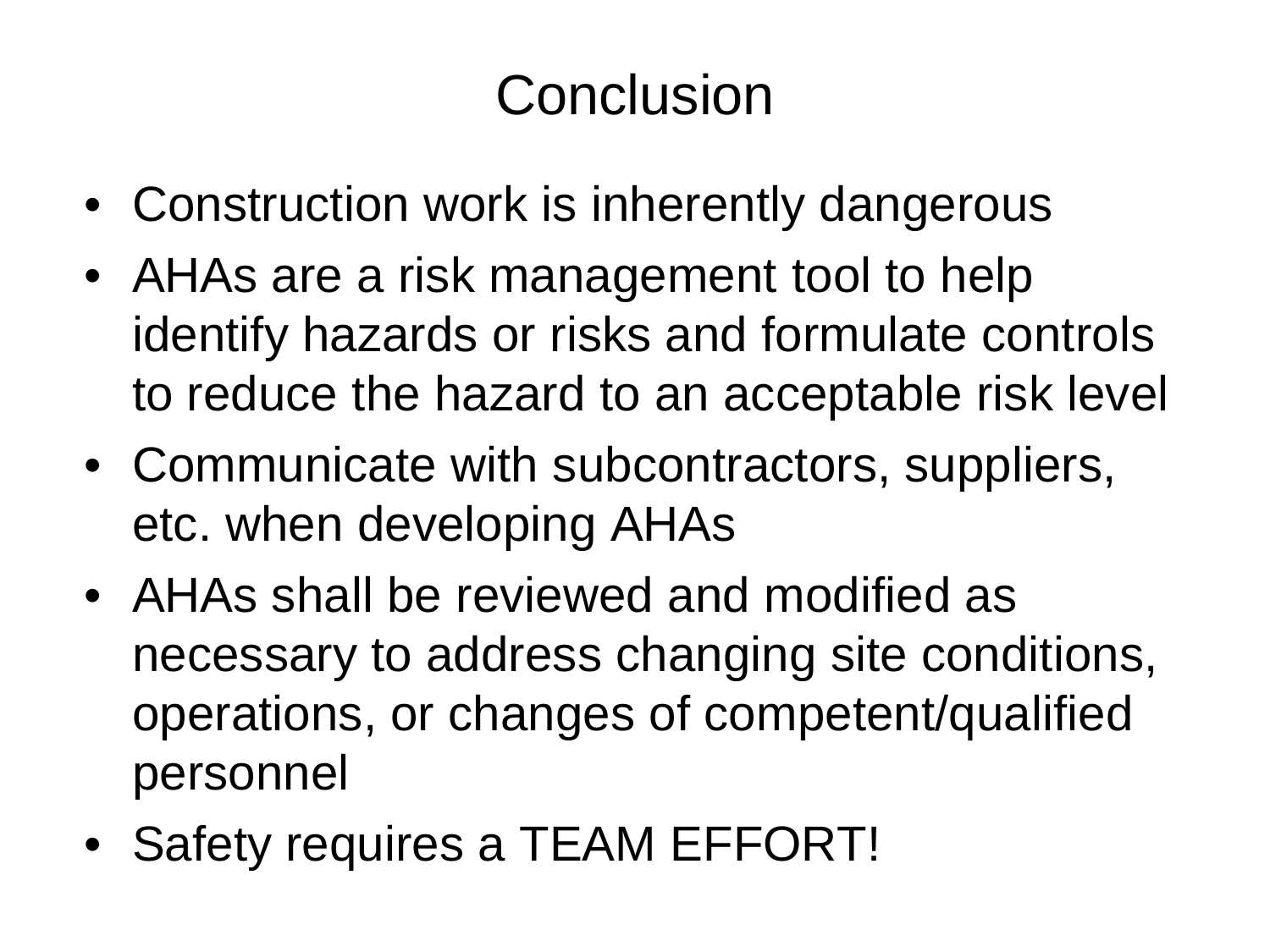# Conclusion

- Construction work is inherently dangerous
- AHAs are a risk management tool to help identify hazards or risks and formulate controls to reduce the hazard to an acceptable risk level
- Communicate with subcontractors, suppliers, etc. when developing AHAs
- AHAs shall be reviewed and modified as necessary to address changing site conditions, operations, or changes of competent/qualified personnel
- Safety requires a TEAM EFFORT!